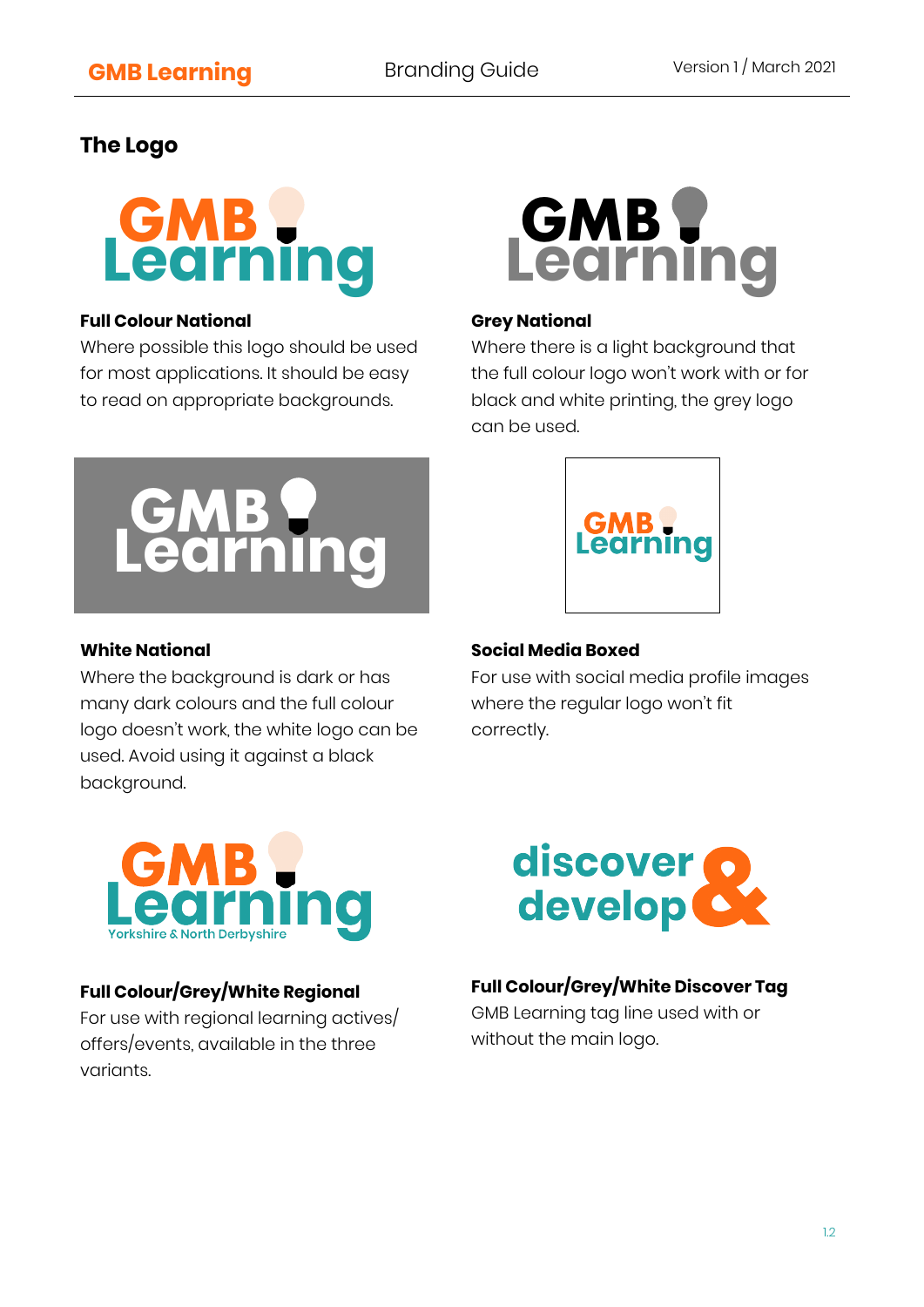## The Logo

**Full Colour National**
Where possible this logo should be used for most applications. It should be easy to read on appropriate backgrounds.

**Grey National**
Where there is a light background that the full colour logo won't work with or for black and white printing, the grey logo can be used.

**White National**
Where the background is dark or has many dark colours and the full colour logo doesn't work, the white logo can be used. Avoid using it against a black background.

**Social Media Boxed**
For use with social media profile images where the regular logo won't fit correctly.

**Full Colour/Grey/White Regional**
For use with regional learning actives/offers/events, available in the three variants.

**Full Colour/Grey/White Discover Tag**
GMB Learning tag line used with or without the main logo.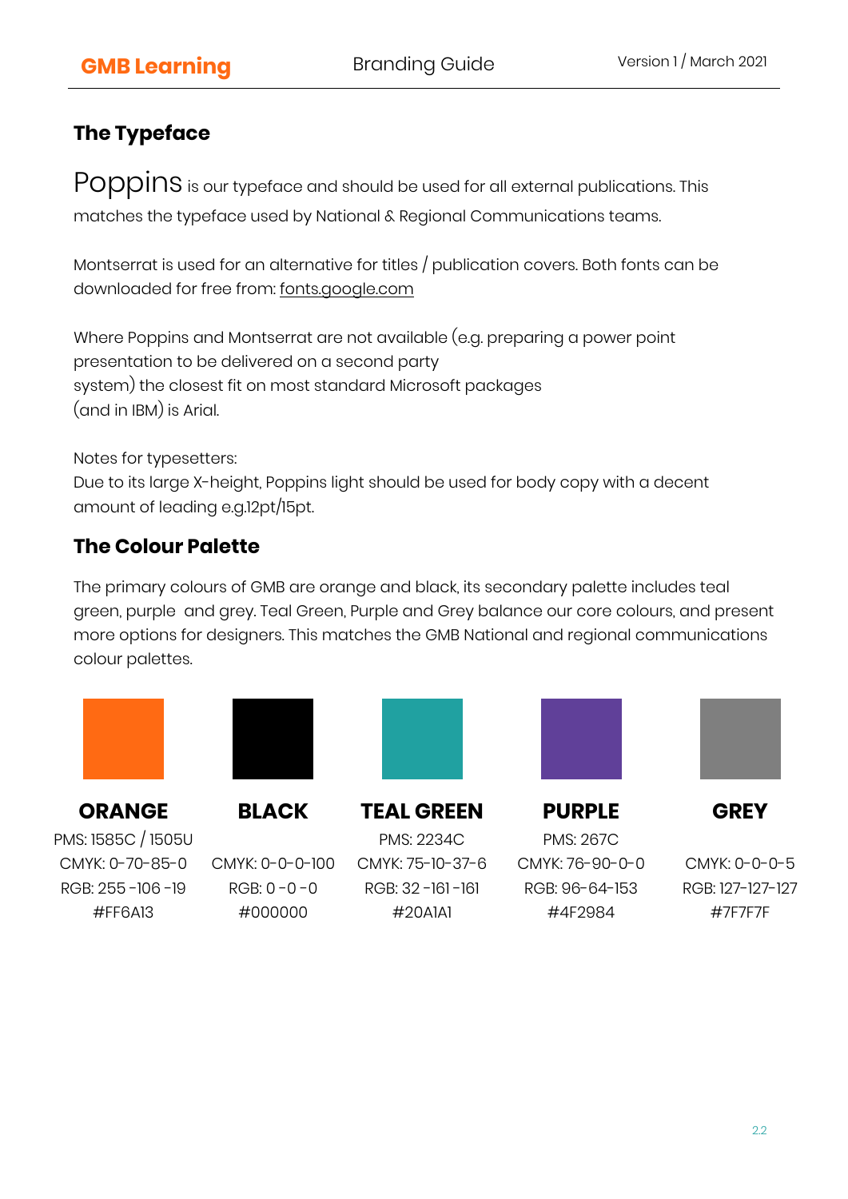## The Typeface

Poppins is our typeface and should be used for all external publications. This matches the typeface used by National & Regional Communications teams.

Montserrat is used for an alternative for titles / publication covers. Both fonts can be downloaded for free from: fonts.google.com

Where Poppins and Montserrat are not available (e.g. preparing a power point presentation to be delivered on a second party system) the closest fit on most standard Microsoft packages (and in IBM) is Arial.

Notes for typesetters:
Due to its large X-height, Poppins light should be used for body copy with a decent amount of leading e.g.12pt/15pt.

## The Colour Palette

The primary colours of GMB are orange and black, its secondary palette includes teal green, purple and grey. Teal Green, Purple and Grey balance our core colours, and present more options for designers. This matches the GMB National and regional communications colour palettes.

| ORANGE | BLACK | TEAL GREEN | PURPLE | GREY |
|---|---|---|---|---|
| PMS: 1585C / 1505U | | PMS: 2234C | PMS: 267C | |
| CMYK: 0-70-85-0 | CMYK: 0-0-0-100 | CMYK: 75-10-37-6 | CMYK: 76-90-0-0 | CMYK: 0-0-0-5 |
| RGB: 255 -106 -19 | RGB: 0 -0 -0 | RGB: 32 -161 -161 | RGB: 96-64-153 | RGB: 127-127-127 |
| #FF6A13 | #000000 | #20A1A1 | #4F2984 | #7F7F7F |